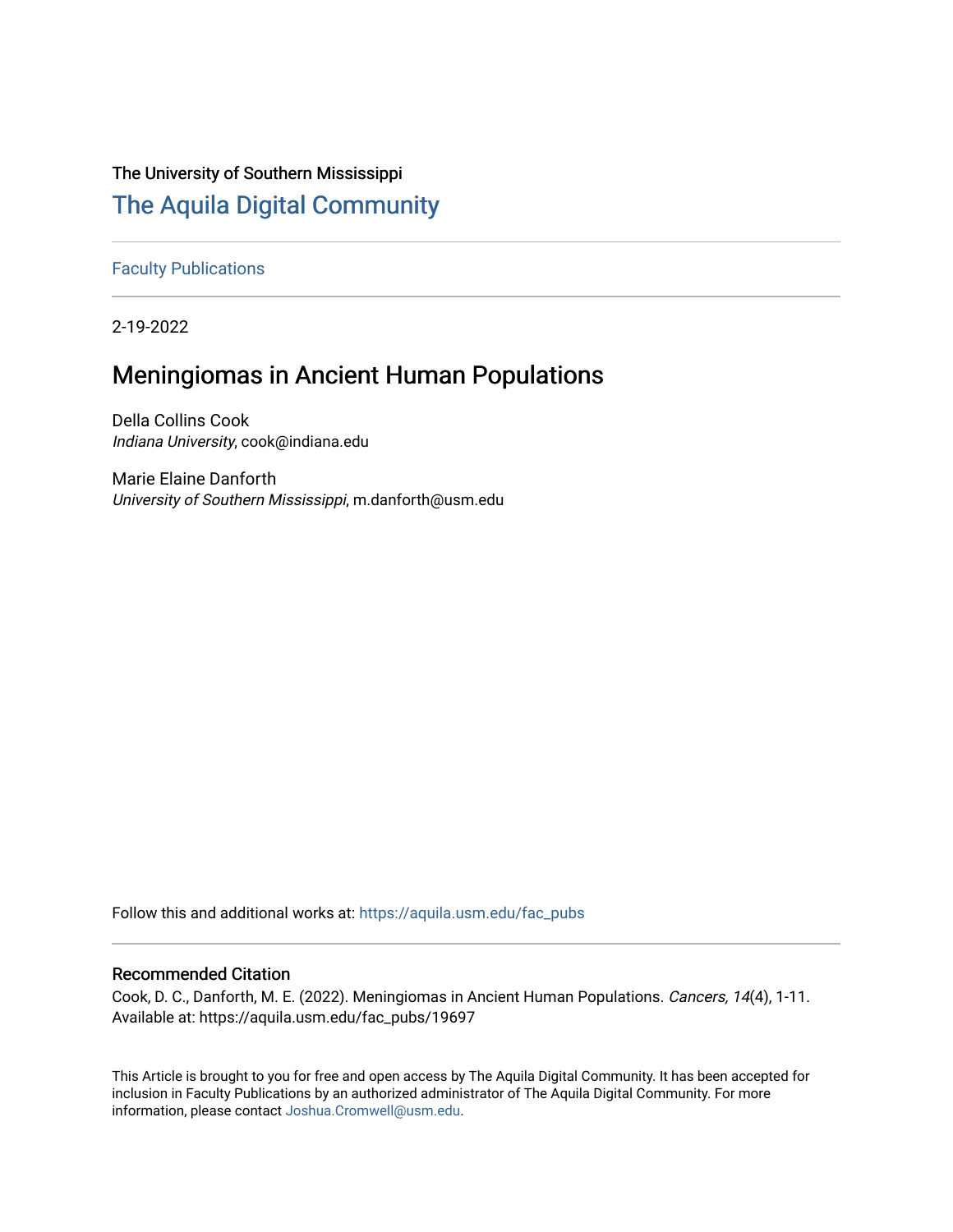The University of Southern Mississippi

# The Aquila Digital Community

Faculty Publications

2-19-2022

## Meningiomas in Ancient Human Populations

Della Collins Cook
*Indiana University*, cook@indiana.edu

Marie Elaine Danforth
*University of Southern Mississippi*, m.danforth@usm.edu

Follow this and additional works at: https://aquila.usm.edu/fac_pubs

### Recommended Citation

Cook, D. C., Danforth, M. E. (2022). Meningiomas in Ancient Human Populations. *Cancers, 14*(4), 1-11.
Available at: https://aquila.usm.edu/fac_pubs/19697

This Article is brought to you for free and open access by The Aquila Digital Community. It has been accepted for inclusion in Faculty Publications by an authorized administrator of The Aquila Digital Community. For more information, please contact Joshua.Cromwell@usm.edu.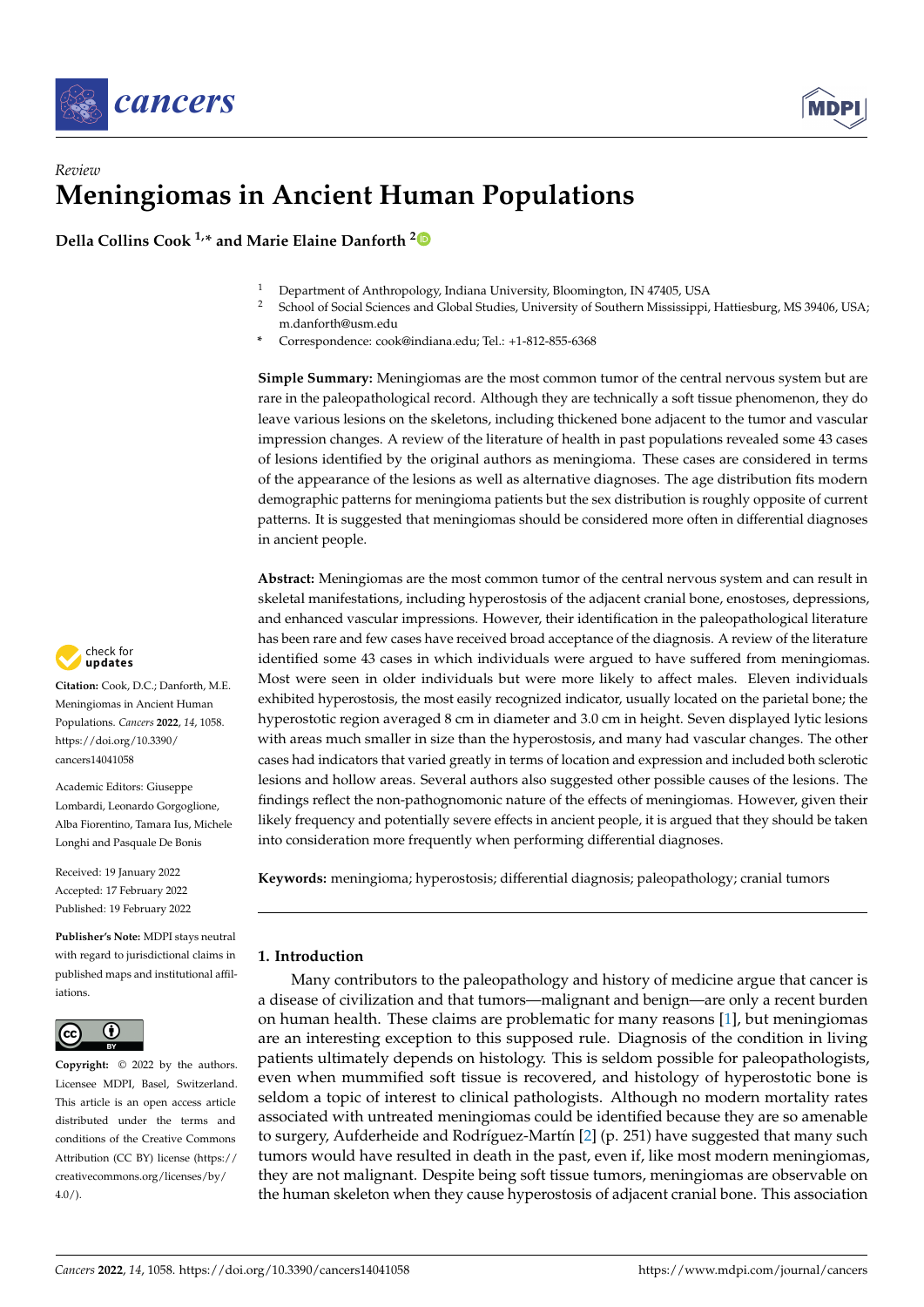*Review*

# Meningiomas in Ancient Human Populations

**Della Collins Cook [1,*] and Marie Elaine Danforth [2]**

[1] Department of Anthropology, Indiana University, Bloomington, IN 47405, USA
[2] School of Social Sciences and Global Studies, University of Southern Mississippi, Hattiesburg, MS 39406, USA; m.danforth@usm.edu
[*] Correspondence: cook@indiana.edu; Tel.: +1-812-855-6368

**Simple Summary:** Meningiomas are the most common tumor of the central nervous system but are rare in the paleopathological record. Although they are technically a soft tissue phenomenon, they do leave various lesions on the skeletons, including thickened bone adjacent to the tumor and vascular impression changes. A review of the literature of health in past populations revealed some 43 cases of lesions identified by the original authors as meningioma. These cases are considered in terms of the appearance of the lesions as well as alternative diagnoses. The age distribution fits modern demographic patterns for meningioma patients but the sex distribution is roughly opposite of current patterns. It is suggested that meningiomas should be considered more often in differential diagnoses in ancient people.

**Abstract:** Meningiomas are the most common tumor of the central nervous system and can result in skeletal manifestations, including hyperostosis of the adjacent cranial bone, enostoses, depressions, and enhanced vascular impressions. However, their identification in the paleopathological literature has been rare and few cases have received broad acceptance of the diagnosis. A review of the literature identified some 43 cases in which individuals were argued to have suffered from meningiomas. Most were seen in older individuals but were more likely to affect males. Eleven individuals exhibited hyperostosis, the most easily recognized indicator, usually located on the parietal bone; the hyperostotic region averaged 8 cm in diameter and 3.0 cm in height. Seven displayed lytic lesions with areas much smaller in size than the hyperostosis, and many had vascular changes. The other cases had indicators that varied greatly in terms of location and expression and included both sclerotic lesions and hollow areas. Several authors also suggested other possible causes of the lesions. The findings reflect the non-pathognomonic nature of the effects of meningiomas. However, given their likely frequency and potentially severe effects in ancient people, it is argued that they should be taken into consideration more frequently when performing differential diagnoses.

**Keywords:** meningioma; hyperostosis; differential diagnosis; paleopathology; cranial tumors

**Citation:** Cook, D.C.; Danforth, M.E. Meningiomas in Ancient Human Populations. *Cancers* **2022**, *14*, 1058. https://doi.org/10.3390/cancers14041058

Academic Editors: Giuseppe Lombardi, Leonardo Gorgoglione, Alba Fiorentino, Tamara Ius, Michele Longhi and Pasquale De Bonis

Received: 19 January 2022
Accepted: 17 February 2022
Published: 19 February 2022

**Publisher's Note:** MDPI stays neutral with regard to jurisdictional claims in published maps and institutional affiliations.

**Copyright:** © 2022 by the authors. Licensee MDPI, Basel, Switzerland. This article is an open access article distributed under the terms and conditions of the Creative Commons Attribution (CC BY) license (https://creativecommons.org/licenses/by/4.0/).

## 1. Introduction

Many contributors to the paleopathology and history of medicine argue that cancer is a disease of civilization and that tumors—malignant and benign—are only a recent burden on human health. These claims are problematic for many reasons [1], but meningiomas are an interesting exception to this supposed rule. Diagnosis of the condition in living patients ultimately depends on histology. This is seldom possible for paleopathologists, even when mummified soft tissue is recovered, and histology of hyperostotic bone is seldom a topic of interest to clinical pathologists. Although no modern mortality rates associated with untreated meningiomas could be identified because they are so amenable to surgery, Aufderheide and Rodríguez-Martín [2] (p. 251) have suggested that many such tumors would have resulted in death in the past, even if, like most modern meningiomas, they are not malignant. Despite being soft tissue tumors, meningiomas are observable on the human skeleton when they cause hyperostosis of adjacent cranial bone. This association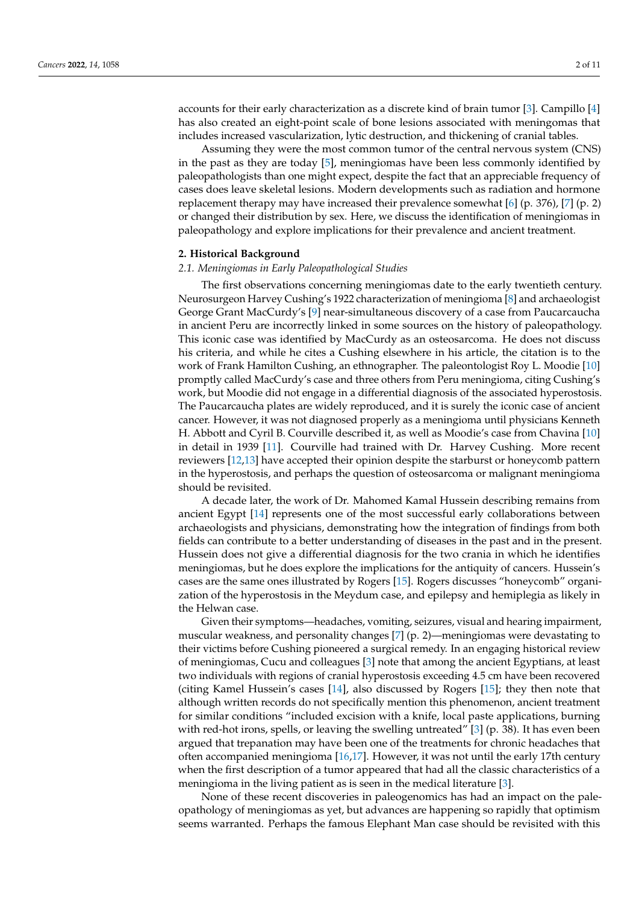accounts for their early characterization as a discrete kind of brain tumor [3]. Campillo [4] has also created an eight-point scale of bone lesions associated with meningomas that includes increased vascularization, lytic destruction, and thickening of cranial tables.

Assuming they were the most common tumor of the central nervous system (CNS) in the past as they are today [5], meningiomas have been less commonly identified by paleopathologists than one might expect, despite the fact that an appreciable frequency of cases does leave skeletal lesions. Modern developments such as radiation and hormone replacement therapy may have increased their prevalence somewhat [6] (p. 376), [7] (p. 2) or changed their distribution by sex. Here, we discuss the identification of meningiomas in paleopathology and explore implications for their prevalence and ancient treatment.

## 2. Historical Background

### 2.1. Meningiomas in Early Paleopathological Studies

The first observations concerning meningiomas date to the early twentieth century. Neurosurgeon Harvey Cushing's 1922 characterization of meningioma [8] and archaeologist George Grant MacCurdy's [9] near-simultaneous discovery of a case from Paucarcaucha in ancient Peru are incorrectly linked in some sources on the history of paleopathology. This iconic case was identified by MacCurdy as an osteosarcoma. He does not discuss his criteria, and while he cites a Cushing elsewhere in his article, the citation is to the work of Frank Hamilton Cushing, an ethnographer. The paleontologist Roy L. Moodie [10] promptly called MacCurdy's case and three others from Peru meningioma, citing Cushing's work, but Moodie did not engage in a differential diagnosis of the associated hyperostosis. The Paucarcaucha plates are widely reproduced, and it is surely the iconic case of ancient cancer. However, it was not diagnosed properly as a meningioma until physicians Kenneth H. Abbott and Cyril B. Courville described it, as well as Moodie's case from Chavina [10] in detail in 1939 [11]. Courville had trained with Dr. Harvey Cushing. More recent reviewers [12,13] have accepted their opinion despite the starburst or honeycomb pattern in the hyperostosis, and perhaps the question of osteosarcoma or malignant meningioma should be revisited.

A decade later, the work of Dr. Mahomed Kamal Hussein describing remains from ancient Egypt [14] represents one of the most successful early collaborations between archaeologists and physicians, demonstrating how the integration of findings from both fields can contribute to a better understanding of diseases in the past and in the present. Hussein does not give a differential diagnosis for the two crania in which he identifies meningiomas, but he does explore the implications for the antiquity of cancers. Hussein's cases are the same ones illustrated by Rogers [15]. Rogers discusses "honeycomb" organization of the hyperostosis in the Meydum case, and epilepsy and hemiplegia as likely in the Helwan case.

Given their symptoms—headaches, vomiting, seizures, visual and hearing impairment, muscular weakness, and personality changes [7] (p. 2)—meningiomas were devastating to their victims before Cushing pioneered a surgical remedy. In an engaging historical review of meningiomas, Cucu and colleagues [3] note that among the ancient Egyptians, at least two individuals with regions of cranial hyperostosis exceeding 4.5 cm have been recovered (citing Kamel Hussein's cases [14], also discussed by Rogers [15]; they then note that although written records do not specifically mention this phenomenon, ancient treatment for similar conditions "included excision with a knife, local paste applications, burning with red-hot irons, spells, or leaving the swelling untreated" [3] (p. 38). It has even been argued that trepanation may have been one of the treatments for chronic headaches that often accompanied meningioma [16,17]. However, it was not until the early 17th century when the first description of a tumor appeared that had all the classic characteristics of a meningioma in the living patient as is seen in the medical literature [3].

None of these recent discoveries in paleogenomics has had an impact on the paleopathology of meningiomas as yet, but advances are happening so rapidly that optimism seems warranted. Perhaps the famous Elephant Man case should be revisited with this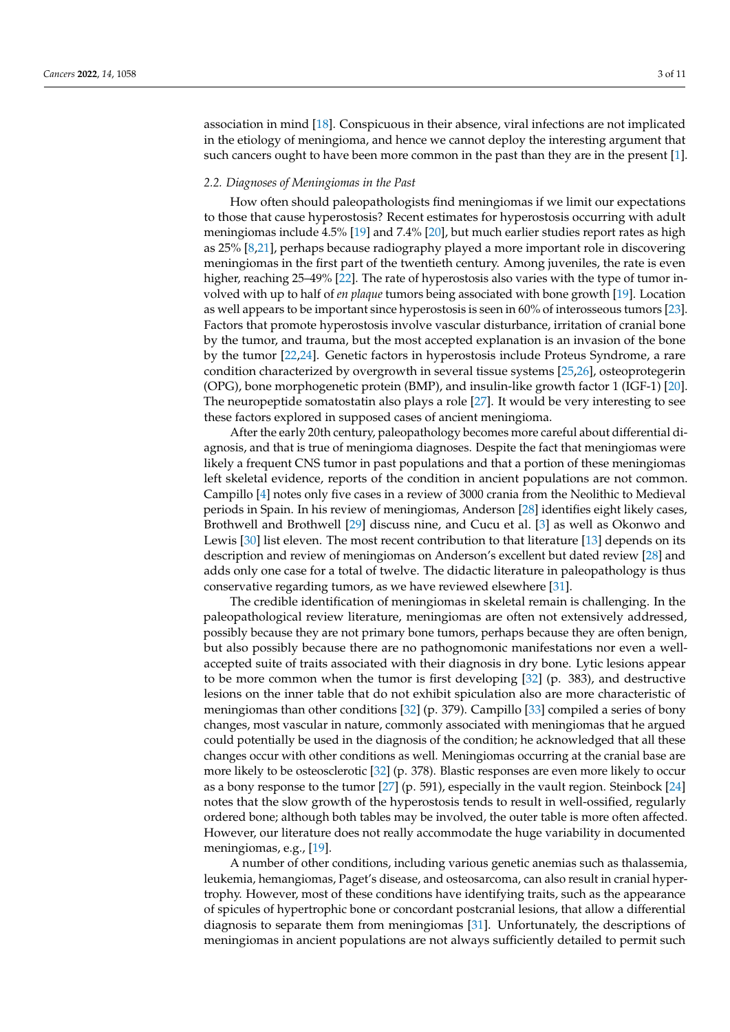association in mind [18]. Conspicuous in their absence, viral infections are not implicated in the etiology of meningioma, and hence we cannot deploy the interesting argument that such cancers ought to have been more common in the past than they are in the present [1].

### 2.2. Diagnoses of Meningiomas in the Past

How often should paleopathologists find meningiomas if we limit our expectations to those that cause hyperostosis? Recent estimates for hyperostosis occurring with adult meningiomas include 4.5% [19] and 7.4% [20], but much earlier studies report rates as high as 25% [8,21], perhaps because radiography played a more important role in discovering meningiomas in the first part of the twentieth century. Among juveniles, the rate is even higher, reaching 25–49% [22]. The rate of hyperostosis also varies with the type of tumor involved with up to half of *en plaque* tumors being associated with bone growth [19]. Location as well appears to be important since hyperostosis is seen in 60% of interosseous tumors [23]. Factors that promote hyperostosis involve vascular disturbance, irritation of cranial bone by the tumor, and trauma, but the most accepted explanation is an invasion of the bone by the tumor [22,24]. Genetic factors in hyperostosis include Proteus Syndrome, a rare condition characterized by overgrowth in several tissue systems [25,26], osteoprotegerin (OPG), bone morphogenetic protein (BMP), and insulin-like growth factor 1 (IGF-1) [20]. The neuropeptide somatostatin also plays a role [27]. It would be very interesting to see these factors explored in supposed cases of ancient meningioma.

After the early 20th century, paleopathology becomes more careful about differential diagnosis, and that is true of meningioma diagnoses. Despite the fact that meningiomas were likely a frequent CNS tumor in past populations and that a portion of these meningiomas left skeletal evidence, reports of the condition in ancient populations are not common. Campillo [4] notes only five cases in a review of 3000 crania from the Neolithic to Medieval periods in Spain. In his review of meningiomas, Anderson [28] identifies eight likely cases, Brothwell and Brothwell [29] discuss nine, and Cucu et al. [3] as well as Okonwo and Lewis [30] list eleven. The most recent contribution to that literature [13] depends on its description and review of meningiomas on Anderson's excellent but dated review [28] and adds only one case for a total of twelve. The didactic literature in paleopathology is thus conservative regarding tumors, as we have reviewed elsewhere [31].

The credible identification of meningiomas in skeletal remain is challenging. In the paleopathological review literature, meningiomas are often not extensively addressed, possibly because they are not primary bone tumors, perhaps because they are often benign, but also possibly because there are no pathognomonic manifestations nor even a well-accepted suite of traits associated with their diagnosis in dry bone. Lytic lesions appear to be more common when the tumor is first developing [32] (p. 383), and destructive lesions on the inner table that do not exhibit spiculation also are more characteristic of meningiomas than other conditions [32] (p. 379). Campillo [33] compiled a series of bony changes, most vascular in nature, commonly associated with meningiomas that he argued could potentially be used in the diagnosis of the condition; he acknowledged that all these changes occur with other conditions as well. Meningiomas occurring at the cranial base are more likely to be osteosclerotic [32] (p. 378). Blastic responses are even more likely to occur as a bony response to the tumor [27] (p. 591), especially in the vault region. Steinbock [24] notes that the slow growth of the hyperostosis tends to result in well-ossified, regularly ordered bone; although both tables may be involved, the outer table is more often affected. However, our literature does not really accommodate the huge variability in documented meningiomas, e.g., [19].

A number of other conditions, including various genetic anemias such as thalassemia, leukemia, hemangiomas, Paget's disease, and osteosarcoma, can also result in cranial hypertrophy. However, most of these conditions have identifying traits, such as the appearance of spicules of hypertrophic bone or concordant postcranial lesions, that allow a differential diagnosis to separate them from meningiomas [31]. Unfortunately, the descriptions of meningiomas in ancient populations are not always sufficiently detailed to permit such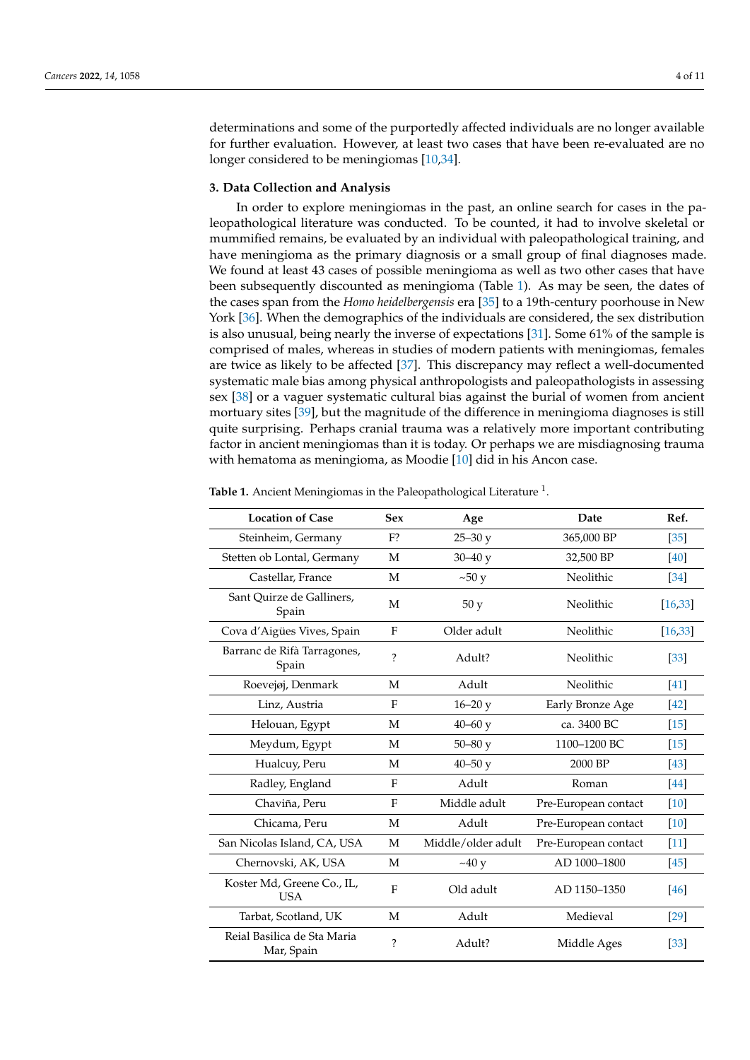determinations and some of the purportedly affected individuals are no longer available for further evaluation. However, at least two cases that have been re-evaluated are no longer considered to be meningiomas [10,34].

### 3. Data Collection and Analysis

In order to explore meningiomas in the past, an online search for cases in the paleopathological literature was conducted. To be counted, it had to involve skeletal or mummified remains, be evaluated by an individual with paleopathological training, and have meningioma as the primary diagnosis or a small group of final diagnoses made. We found at least 43 cases of possible meningioma as well as two other cases that have been subsequently discounted as meningioma (Table 1). As may be seen, the dates of the cases span from the *Homo heidelbergensis* era [35] to a 19th-century poorhouse in New York [36]. When the demographics of the individuals are considered, the sex distribution is also unusual, being nearly the inverse of expectations [31]. Some 61% of the sample is comprised of males, whereas in studies of modern patients with meningiomas, females are twice as likely to be affected [37]. This discrepancy may reflect a well-documented systematic male bias among physical anthropologists and paleopathologists in assessing sex [38] or a vaguer systematic cultural bias against the burial of women from ancient mortuary sites [39], but the magnitude of the difference in meningioma diagnoses is still quite surprising. Perhaps cranial trauma was a relatively more important contributing factor in ancient meningiomas than it is today. Or perhaps we are misdiagnosing trauma with hematoma as meningioma, as Moodie [10] did in his Ancon case.

**Table 1.** Ancient Meningiomas in the Paleopathological Literature [1].

| Location of Case | Sex | Age | Date | Ref. |
|---|---|---|---|---|
| Steinheim, Germany | F? | 25–30 y | 365,000 BP | [35] |
| Stetten ob Lontal, Germany | M | 30–40 y | 32,500 BP | [40] |
| Castellar, France | M | ~50 y | Neolithic | [34] |
| Sant Quirze de Galliners, Spain | M | 50 y | Neolithic | [16,33] |
| Cova d'Aigües Vives, Spain | F | Older adult | Neolithic | [16,33] |
| Barranc de Rifà Tarragones, Spain | ? | Adult? | Neolithic | [33] |
| Roevejøj, Denmark | M | Adult | Neolithic | [41] |
| Linz, Austria | F | 16–20 y | Early Bronze Age | [42] |
| Helouan, Egypt | M | 40–60 y | ca. 3400 BC | [15] |
| Meydum, Egypt | M | 50–80 y | 1100–1200 BC | [15] |
| Hualcuy, Peru | M | 40–50 y | 2000 BP | [43] |
| Radley, England | F | Adult | Roman | [44] |
| Chaviña, Peru | F | Middle adult | Pre-European contact | [10] |
| Chicama, Peru | M | Adult | Pre-European contact | [10] |
| San Nicolas Island, CA, USA | M | Middle/older adult | Pre-European contact | [11] |
| Chernovski, AK, USA | M | ~40 y | AD 1000–1800 | [45] |
| Koster Md, Greene Co., IL, USA | F | Old adult | AD 1150–1350 | [46] |
| Tarbat, Scotland, UK | M | Adult | Medieval | [29] |
| Reial Basilica de Sta Maria Mar, Spain | ? | Adult? | Middle Ages | [33] |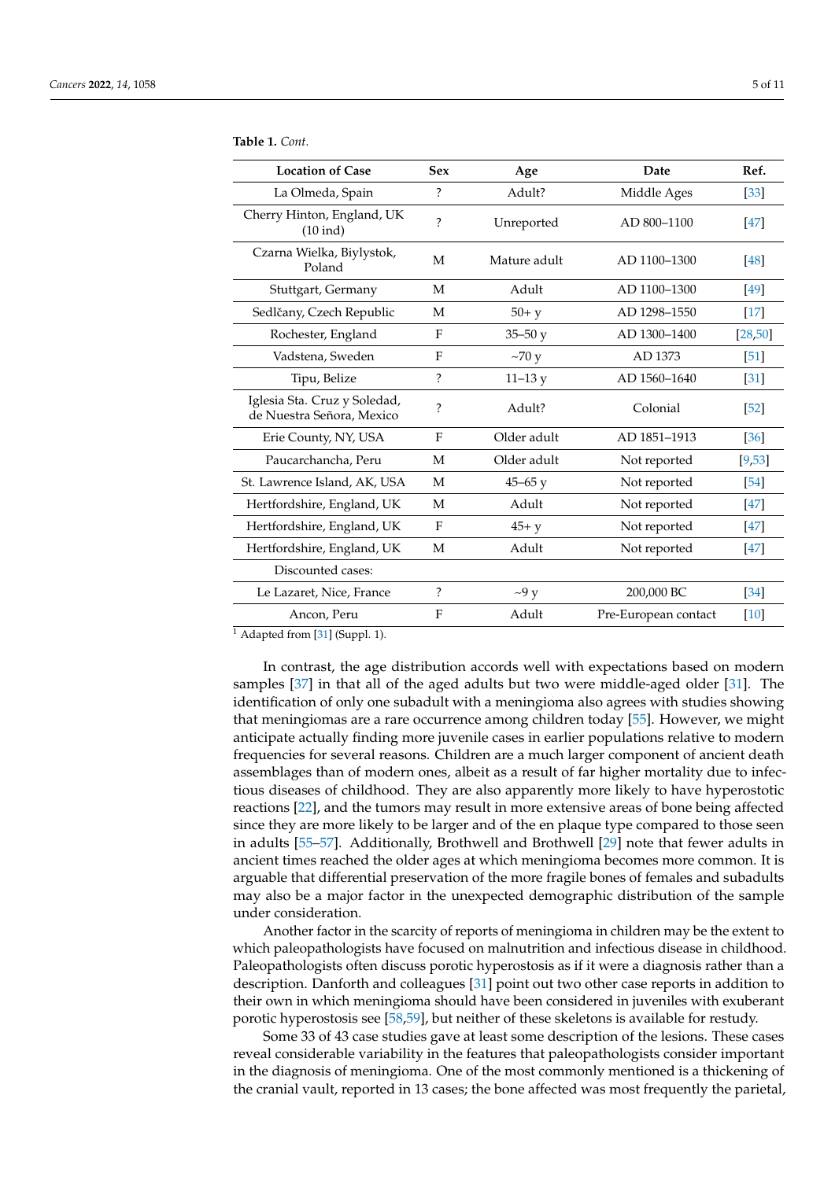**Table 1.** *Cont.*

| Location of Case | Sex | Age | Date | Ref. |
|---|---|---|---|---|
| La Olmeda, Spain | ? | Adult? | Middle Ages | [33] |
| Cherry Hinton, England, UK (10 ind) | ? | Unreported | AD 800–1100 | [47] |
| Czarna Wielka, Biylystok, Poland | M | Mature adult | AD 1100–1300 | [48] |
| Stuttgart, Germany | M | Adult | AD 1100–1300 | [49] |
| Sedlčany, Czech Republic | M | 50+ y | AD 1298–1550 | [17] |
| Rochester, England | F | 35–50 y | AD 1300–1400 | [28,50] |
| Vadstena, Sweden | F | ~70 y | AD 1373 | [51] |
| Tipu, Belize | ? | 11–13 y | AD 1560–1640 | [31] |
| Iglesia Sta. Cruz y Soledad, de Nuestra Señora, Mexico | ? | Adult? | Colonial | [52] |
| Erie County, NY, USA | F | Older adult | AD 1851–1913 | [36] |
| Paucarchancha, Peru | M | Older adult | Not reported | [9,53] |
| St. Lawrence Island, AK, USA | M | 45–65 y | Not reported | [54] |
| Hertfordshire, England, UK | M | Adult | Not reported | [47] |
| Hertfordshire, England, UK | F | 45+ y | Not reported | [47] |
| Hertfordshire, England, UK | M | Adult | Not reported | [47] |
| Discounted cases: | | | | |
| Le Lazaret, Nice, France | ? | ~9 y | 200,000 BC | [34] |
| Ancon, Peru | F | Adult | Pre-European contact | [10] |

[1] Adapted from [31] (Suppl. 1).

In contrast, the age distribution accords well with expectations based on modern samples [37] in that all of the aged adults but two were middle-aged older [31]. The identification of only one subadult with a meningioma also agrees with studies showing that meningiomas are a rare occurrence among children today [55]. However, we might anticipate actually finding more juvenile cases in earlier populations relative to modern frequencies for several reasons. Children are a much larger component of ancient death assemblages than of modern ones, albeit as a result of far higher mortality due to infectious diseases of childhood. They are also apparently more likely to have hyperostotic reactions [22], and the tumors may result in more extensive areas of bone being affected since they are more likely to be larger and of the en plaque type compared to those seen in adults [55–57]. Additionally, Brothwell and Brothwell [29] note that fewer adults in ancient times reached the older ages at which meningioma becomes more common. It is arguable that differential preservation of the more fragile bones of females and subadults may also be a major factor in the unexpected demographic distribution of the sample under consideration.

Another factor in the scarcity of reports of meningioma in children may be the extent to which paleopathologists have focused on malnutrition and infectious disease in childhood. Paleopathologists often discuss porotic hyperostosis as if it were a diagnosis rather than a description. Danforth and colleagues [31] point out two other case reports in addition to their own in which meningioma should have been considered in juveniles with exuberant porotic hyperostosis see [58,59], but neither of these skeletons is available for restudy.

Some 33 of 43 case studies gave at least some description of the lesions. These cases reveal considerable variability in the features that paleopathologists consider important in the diagnosis of meningioma. One of the most commonly mentioned is a thickening of the cranial vault, reported in 13 cases; the bone affected was most frequently the parietal,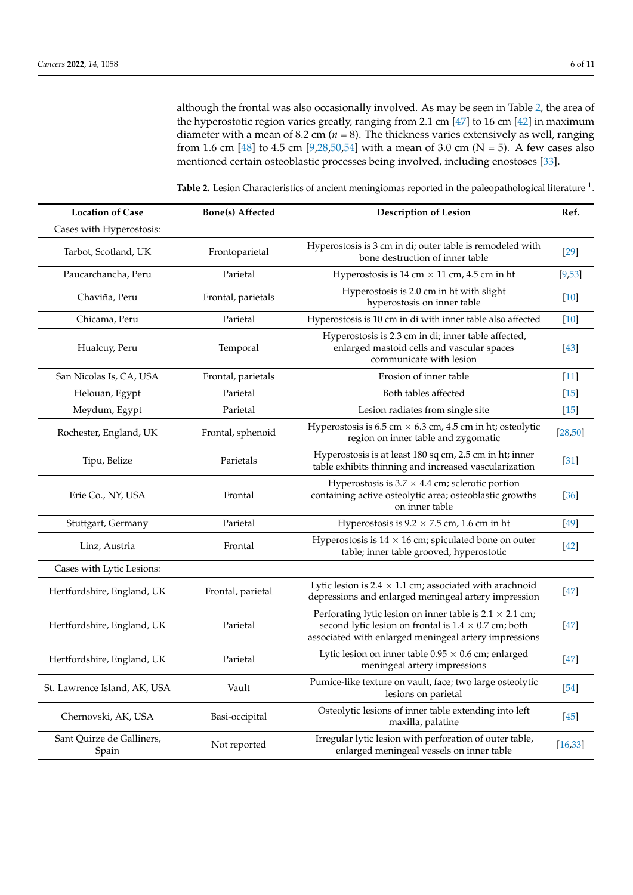although the frontal was also occasionally involved. As may be seen in Table 2, the area of the hyperostotic region varies greatly, ranging from 2.1 cm [47] to 16 cm [42] in maximum diameter with a mean of 8.2 cm ($n$ = 8). The thickness varies extensively as well, ranging from 1.6 cm [48] to 4.5 cm [9,28,50,54] with a mean of 3.0 cm (N = 5). A few cases also mentioned certain osteoblastic processes being involved, including enostoses [33].

**Table 2.** Lesion Characteristics of ancient meningiomas reported in the paleopathological literature [1].

| Location of Case | Bone(s) Affected | Description of Lesion | Ref. |
|---|---|---|---|
| Cases with Hyperostosis: | | | |
| Tarbot, Scotland, UK | Frontoparietal | Hyperostosis is 3 cm in di; outer table is remodeled with bone destruction of inner table | [29] |
| Paucarchancha, Peru | Parietal | Hyperostosis is 14 cm × 11 cm, 4.5 cm in ht | [9,53] |
| Chaviña, Peru | Frontal, parietals | Hyperostosis is 2.0 cm in ht with slight hyperostosis on inner table | [10] |
| Chicama, Peru | Parietal | Hyperostosis is 10 cm in di with inner table also affected | [10] |
| Hualcuy, Peru | Temporal | Hyperostosis is 2.3 cm in di; inner table affected, enlarged mastoid cells and vascular spaces communicate with lesion | [43] |
| San Nicolas Is, CA, USA | Frontal, parietals | Erosion of inner table | [11] |
| Helouan, Egypt | Parietal | Both tables affected | [15] |
| Meydum, Egypt | Parietal | Lesion radiates from single site | [15] |
| Rochester, England, UK | Frontal, sphenoid | Hyperostosis is 6.5 cm × 6.3 cm, 4.5 cm in ht; osteolytic region on inner table and zygomatic | [28,50] |
| Tipu, Belize | Parietals | Hyperostosis is at least 180 sq cm, 2.5 cm in ht; inner table exhibits thinning and increased vascularization | [31] |
| Erie Co., NY, USA | Frontal | Hyperostosis is 3.7 × 4.4 cm; sclerotic portion containing active osteolytic area; osteoblastic growths on inner table | [36] |
| Stuttgart, Germany | Parietal | Hyperostosis is 9.2 × 7.5 cm, 1.6 cm in ht | [49] |
| Linz, Austria | Frontal | Hyperostosis is 14 × 16 cm; spiculated bone on outer table; inner table grooved, hyperostotic | [42] |
| Cases with Lytic Lesions: | | | |
| Hertfordshire, England, UK | Frontal, parietal | Lytic lesion is 2.4 × 1.1 cm; associated with arachnoid depressions and enlarged meningeal artery impression | [47] |
| Hertfordshire, England, UK | Parietal | Perforating lytic lesion on inner table is 2.1 × 2.1 cm; second lytic lesion on frontal is 1.4 × 0.7 cm; both associated with enlarged meningeal artery impressions | [47] |
| Hertfordshire, England, UK | Parietal | Lytic lesion on inner table 0.95 × 0.6 cm; enlarged meningeal artery impressions | [47] |
| St. Lawrence Island, AK, USA | Vault | Pumice-like texture on vault, face; two large osteolytic lesions on parietal | [54] |
| Chernovski, AK, USA | Basi-occipital | Osteolytic lesions of inner table extending into left maxilla, palatine | [45] |
| Sant Quirze de Galliners, Spain | Not reported | Irregular lytic lesion with perforation of outer table, enlarged meningeal vessels on inner table | [16,33] |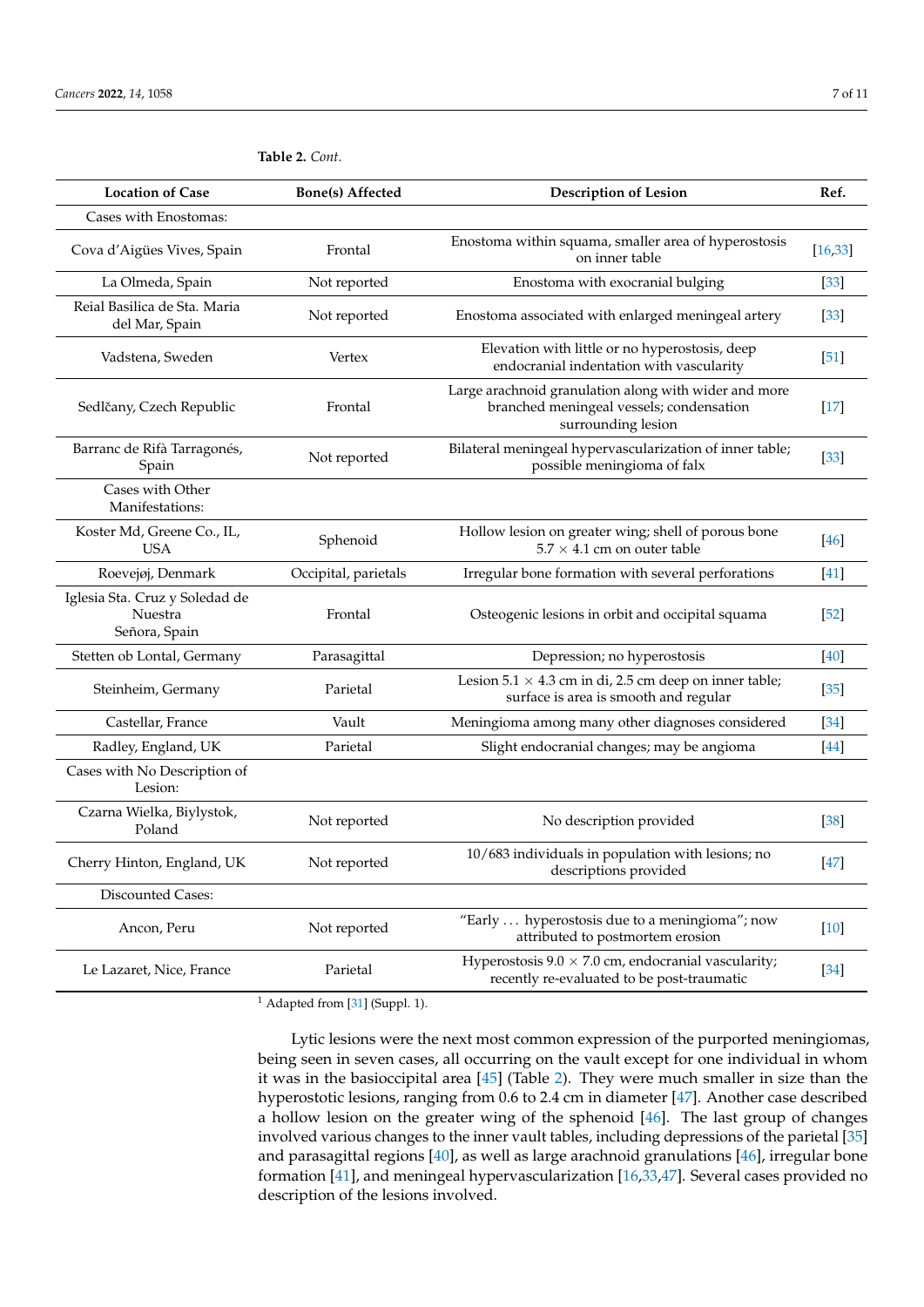**Table 2.** *Cont.*

| Location of Case | Bone(s) Affected | Description of Lesion | Ref. |
|---|---|---|---|
| Cases with Enostomas: | | | |
| Cova d'Aigües Vives, Spain | Frontal | Enostoma within squama, smaller area of hyperostosis on inner table | [16,33] |
| La Olmeda, Spain | Not reported | Enostoma with exocranial bulging | [33] |
| Reial Basilica de Sta. Maria del Mar, Spain | Not reported | Enostoma associated with enlarged meningeal artery | [33] |
| Vadstena, Sweden | Vertex | Elevation with little or no hyperostosis, deep endocranial indentation with vascularity | [51] |
| Sedlčany, Czech Republic | Frontal | Large arachnoid granulation along with wider and more branched meningeal vessels; condensation surrounding lesion | [17] |
| Barranc de Rifà Tarragonés, Spain | Not reported | Bilateral meningeal hypervascularization of inner table; possible meningioma of falx | [33] |
| Cases with Other Manifestations: | | | |
| Koster Md, Greene Co., IL, USA | Sphenoid | Hollow lesion on greater wing; shell of porous bone 5.7 × 4.1 cm on outer table | [46] |
| Roevejøj, Denmark | Occipital, parietals | Irregular bone formation with several perforations | [41] |
| Iglesia Sta. Cruz y Soledad de Nuestra Señora, Spain | Frontal | Osteogenic lesions in orbit and occipital squama | [52] |
| Stetten ob Lontal, Germany | Parasagittal | Depression; no hyperostosis | [40] |
| Steinheim, Germany | Parietal | Lesion 5.1 × 4.3 cm in di, 2.5 cm deep on inner table; surface is area is smooth and regular | [35] |
| Castellar, France | Vault | Meningioma among many other diagnoses considered | [34] |
| Radley, England, UK | Parietal | Slight endocranial changes; may be angioma | [44] |
| Cases with No Description of Lesion: | | | |
| Czarna Wielka, Biylystok, Poland | Not reported | No description provided | [38] |
| Cherry Hinton, England, UK | Not reported | 10/683 individuals in population with lesions; no descriptions provided | [47] |
| Discounted Cases: | | | |
| Ancon, Peru | Not reported | "Early … hyperostosis due to a meningioma"; now attributed to postmortem erosion | [10] |
| Le Lazaret, Nice, France | Parietal | Hyperostosis 9.0 × 7.0 cm, endocranial vascularity; recently re-evaluated to be post-traumatic | [34] |

[1] Adapted from [31] (Suppl. 1).

Lytic lesions were the next most common expression of the purported meningiomas, being seen in seven cases, all occurring on the vault except for one individual in whom it was in the basioccipital area [45] (Table 2). They were much smaller in size than the hyperostotic lesions, ranging from 0.6 to 2.4 cm in diameter [47]. Another case described a hollow lesion on the greater wing of the sphenoid [46]. The last group of changes involved various changes to the inner vault tables, including depressions of the parietal [35] and parasagittal regions [40], as well as large arachnoid granulations [46], irregular bone formation [41], and meningeal hypervascularization [16,33,47]. Several cases provided no description of the lesions involved.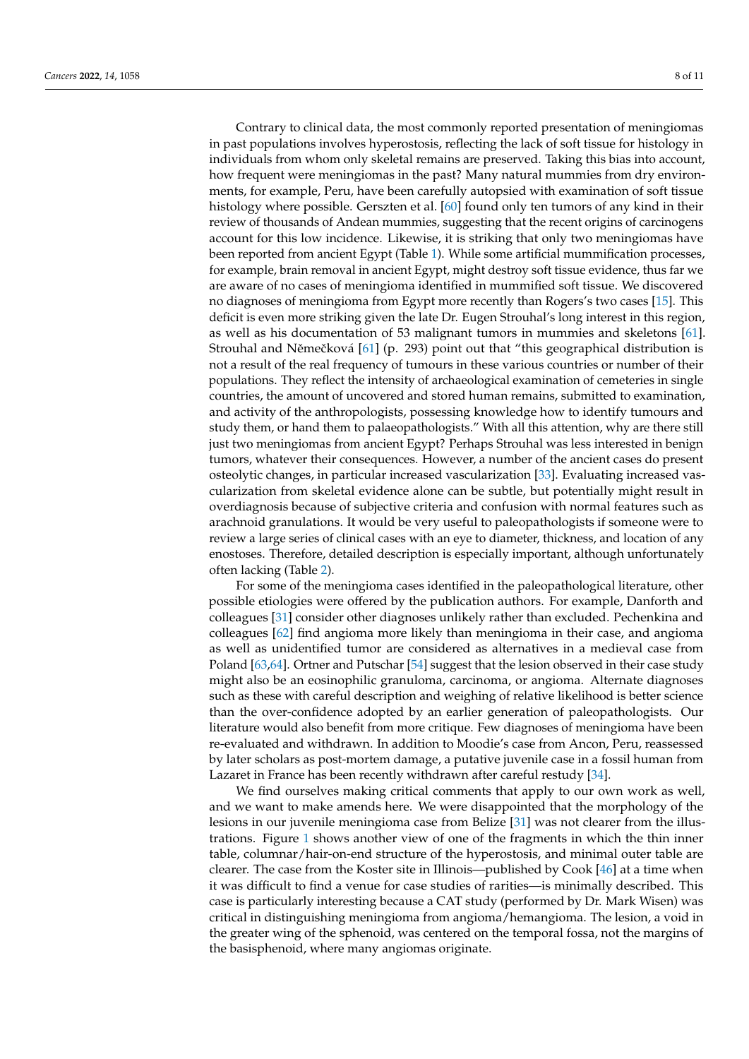Contrary to clinical data, the most commonly reported presentation of meningiomas in past populations involves hyperostosis, reflecting the lack of soft tissue for histology in individuals from whom only skeletal remains are preserved. Taking this bias into account, how frequent were meningiomas in the past? Many natural mummies from dry environments, for example, Peru, have been carefully autopsied with examination of soft tissue histology where possible. Gerszten et al. [60] found only ten tumors of any kind in their review of thousands of Andean mummies, suggesting that the recent origins of carcinogens account for this low incidence. Likewise, it is striking that only two meningiomas have been reported from ancient Egypt (Table 1). While some artificial mummification processes, for example, brain removal in ancient Egypt, might destroy soft tissue evidence, thus far we are aware of no cases of meningioma identified in mummified soft tissue. We discovered no diagnoses of meningioma from Egypt more recently than Rogers's two cases [15]. This deficit is even more striking given the late Dr. Eugen Strouhal's long interest in this region, as well as his documentation of 53 malignant tumors in mummies and skeletons [61]. Strouhal and Němečková [61] (p. 293) point out that "this geographical distribution is not a result of the real frequency of tumours in these various countries or number of their populations. They reflect the intensity of archaeological examination of cemeteries in single countries, the amount of uncovered and stored human remains, submitted to examination, and activity of the anthropologists, possessing knowledge how to identify tumours and study them, or hand them to palaeopathologists." With all this attention, why are there still just two meningiomas from ancient Egypt? Perhaps Strouhal was less interested in benign tumors, whatever their consequences. However, a number of the ancient cases do present osteolytic changes, in particular increased vascularization [33]. Evaluating increased vascularization from skeletal evidence alone can be subtle, but potentially might result in overdiagnosis because of subjective criteria and confusion with normal features such as arachnoid granulations. It would be very useful to paleopathologists if someone were to review a large series of clinical cases with an eye to diameter, thickness, and location of any enostoses. Therefore, detailed description is especially important, although unfortunately often lacking (Table 2).

For some of the meningioma cases identified in the paleopathological literature, other possible etiologies were offered by the publication authors. For example, Danforth and colleagues [31] consider other diagnoses unlikely rather than excluded. Pechenkina and colleagues [62] find angioma more likely than meningioma in their case, and angioma as well as unidentified tumor are considered as alternatives in a medieval case from Poland [63,64]. Ortner and Putschar [54] suggest that the lesion observed in their case study might also be an eosinophilic granuloma, carcinoma, or angioma. Alternate diagnoses such as these with careful description and weighing of relative likelihood is better science than the over-confidence adopted by an earlier generation of paleopathologists. Our literature would also benefit from more critique. Few diagnoses of meningioma have been re-evaluated and withdrawn. In addition to Moodie's case from Ancon, Peru, reassessed by later scholars as post-mortem damage, a putative juvenile case in a fossil human from Lazaret in France has been recently withdrawn after careful restudy [34].

We find ourselves making critical comments that apply to our own work as well, and we want to make amends here. We were disappointed that the morphology of the lesions in our juvenile meningioma case from Belize [31] was not clearer from the illustrations. Figure 1 shows another view of one of the fragments in which the thin inner table, columnar/hair-on-end structure of the hyperostosis, and minimal outer table are clearer. The case from the Koster site in Illinois—published by Cook [46] at a time when it was difficult to find a venue for case studies of rarities—is minimally described. This case is particularly interesting because a CAT study (performed by Dr. Mark Wisen) was critical in distinguishing meningioma from angioma/hemangioma. The lesion, a void in the greater wing of the sphenoid, was centered on the temporal fossa, not the margins of the basisphenoid, where many angiomas originate.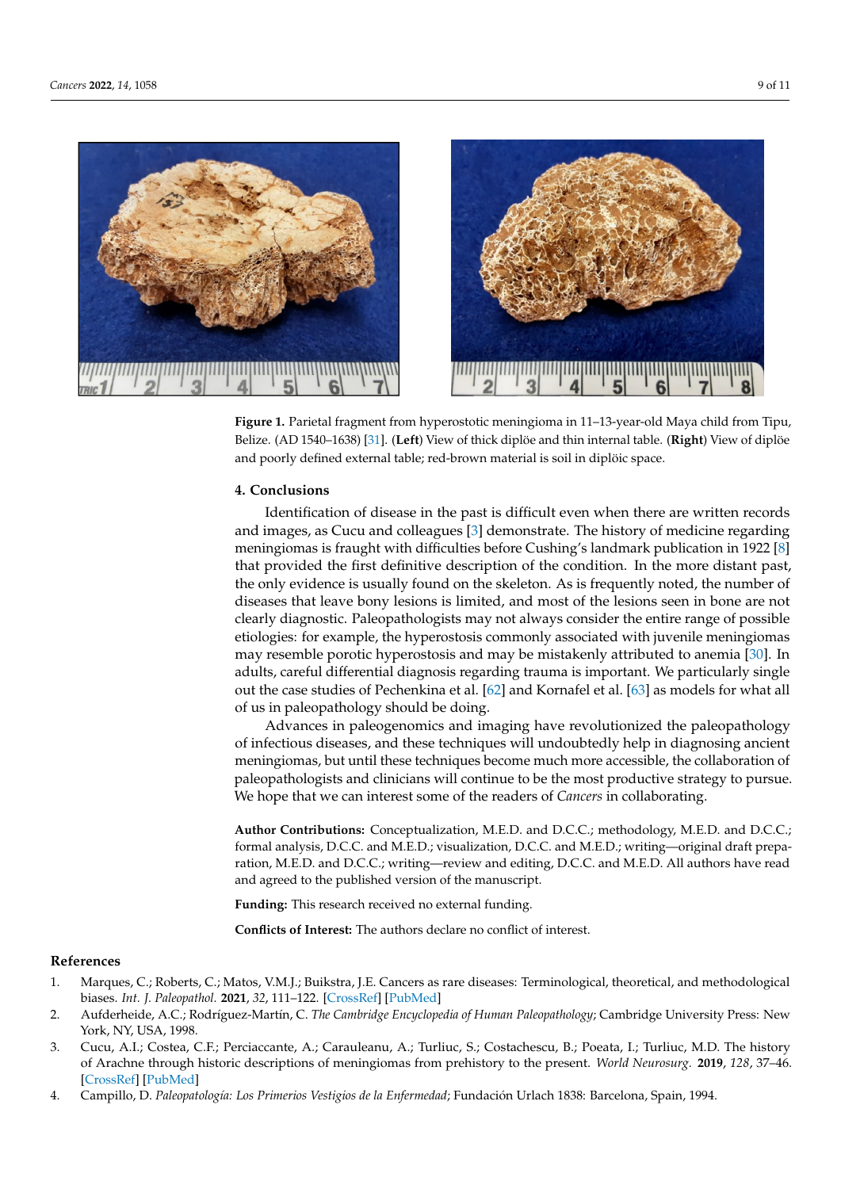**Figure 1.** Parietal fragment from hyperostotic meningioma in 11–13-year-old Maya child from Tipu, Belize. (AD 1540–1638) [31]. (**Left**) View of thick diplöe and thin internal table. (**Right**) View of diplöe and poorly defined external table; red-brown material is soil in diplöic space.

## 4. Conclusions

Identification of disease in the past is difficult even when there are written records and images, as Cucu and colleagues [3] demonstrate. The history of medicine regarding meningiomas is fraught with difficulties before Cushing's landmark publication in 1922 [8] that provided the first definitive description of the condition. In the more distant past, the only evidence is usually found on the skeleton. As is frequently noted, the number of diseases that leave bony lesions is limited, and most of the lesions seen in bone are not clearly diagnostic. Paleopathologists may not always consider the entire range of possible etiologies: for example, the hyperostosis commonly associated with juvenile meningiomas may resemble porotic hyperostosis and may be mistakenly attributed to anemia [30]. In adults, careful differential diagnosis regarding trauma is important. We particularly single out the case studies of Pechenkina et al. [62] and Kornafel et al. [63] as models for what all of us in paleopathology should be doing.

Advances in paleogenomics and imaging have revolutionized the paleopathology of infectious diseases, and these techniques will undoubtedly help in diagnosing ancient meningiomas, but until these techniques become much more accessible, the collaboration of paleopathologists and clinicians will continue to be the most productive strategy to pursue. We hope that we can interest some of the readers of *Cancers* in collaborating.

**Author Contributions:** Conceptualization, M.E.D. and D.C.C.; methodology, M.E.D. and D.C.C.; formal analysis, D.C.C. and M.E.D.; visualization, D.C.C. and M.E.D.; writing—original draft preparation, M.E.D. and D.C.C.; writing—review and editing, D.C.C. and M.E.D. All authors have read and agreed to the published version of the manuscript.

**Funding:** This research received no external funding.

**Conflicts of Interest:** The authors declare no conflict of interest.

## References

1. Marques, C.; Roberts, C.; Matos, V.M.J.; Buikstra, J.E. Cancers as rare diseases: Terminological, theoretical, and methodological biases. *Int. J. Paleopathol.* **2021**, *32*, 111–122. [CrossRef] [PubMed]
2. Aufderheide, A.C.; Rodríguez-Martín, C. *The Cambridge Encyclopedia of Human Paleopathology*; Cambridge University Press: New York, NY, USA, 1998.
3. Cucu, A.I.; Costea, C.F.; Perciaccante, A.; Carauleanu, A.; Turliuc, S.; Costachescu, B.; Poeata, I.; Turliuc, M.D. The history of Arachne through historic descriptions of meningiomas from prehistory to the present. *World Neurosurg.* **2019**, *128*, 37–46. [CrossRef] [PubMed]
4. Campillo, D. *Paleopatología: Los Primerios Vestigios de la Enfermedad*; Fundación Urlach 1838: Barcelona, Spain, 1994.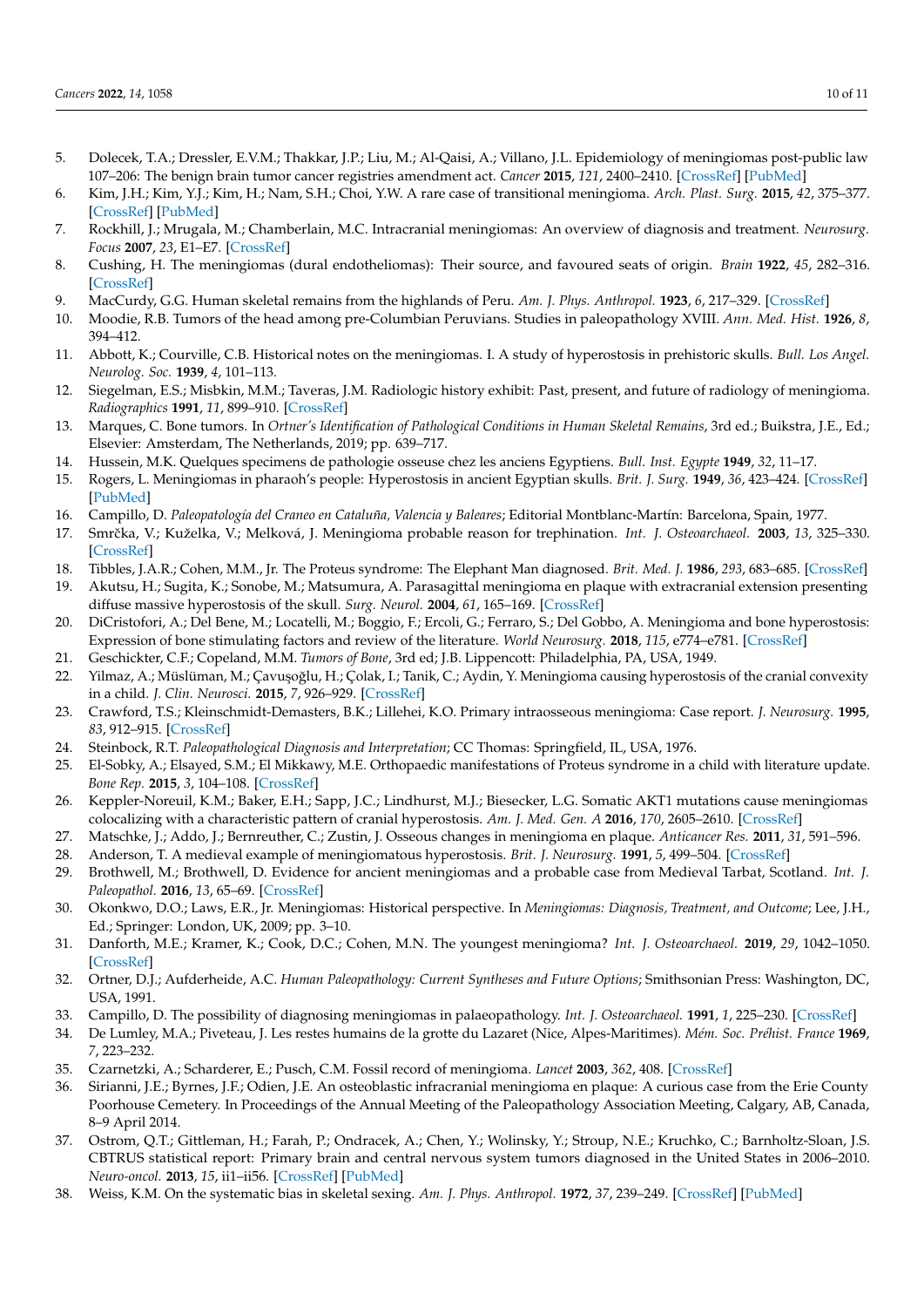5. Dolecek, T.A.; Dressler, E.V.M.; Thakkar, J.P.; Liu, M.; Al-Qaisi, A.; Villano, J.L. Epidemiology of meningiomas post-public law 107–206: The benign brain tumor cancer registries amendment act. *Cancer* **2015**, *121*, 2400–2410. [CrossRef] [PubMed]
6. Kim, J.H.; Kim, Y.J.; Kim, H.; Nam, S.H.; Choi, Y.W. A rare case of transitional meningioma. *Arch. Plast. Surg.* **2015**, *42*, 375–377. [CrossRef] [PubMed]
7. Rockhill, J.; Mrugala, M.; Chamberlain, M.C. Intracranial meningiomas: An overview of diagnosis and treatment. *Neurosurg. Focus* **2007**, *23*, E1–E7. [CrossRef]
8. Cushing, H. The meningiomas (dural endotheliomas): Their source, and favoured seats of origin. *Brain* **1922**, *45*, 282–316. [CrossRef]
9. MacCurdy, G.G. Human skeletal remains from the highlands of Peru. *Am. J. Phys. Anthropol.* **1923**, *6*, 217–329. [CrossRef]
10. Moodie, R.B. Tumors of the head among pre-Columbian Peruvians. Studies in paleopathology XVIII. *Ann. Med. Hist.* **1926**, *8*, 394–412.
11. Abbott, K.; Courville, C.B. Historical notes on the meningiomas. I. A study of hyperostosis in prehistoric skulls. *Bull. Los Angel. Neurolog. Soc.* **1939**, *4*, 101–113.
12. Siegelman, E.S.; Misbkin, M.M.; Taveras, J.M. Radiologic history exhibit: Past, present, and future of radiology of meningioma. *Radiographics* **1991**, *11*, 899–910. [CrossRef]
13. Marques, C. Bone tumors. In *Ortner's Identification of Pathological Conditions in Human Skeletal Remains*, 3rd ed.; Buikstra, J.E., Ed.; Elsevier: Amsterdam, The Netherlands, 2019; pp. 639–717.
14. Hussein, M.K. Quelques specimens de pathologie osseuse chez les anciens Egyptiens. *Bull. Inst. Egypte* **1949**, *32*, 11–17.
15. Rogers, L. Meningiomas in pharaoh's people: Hyperostosis in ancient Egyptian skulls. *Brit. J. Surg.* **1949**, *36*, 423–424. [CrossRef] [PubMed]
16. Campillo, D. *Paleopatología del Craneo en Cataluña, Valencia y Baleares*; Editorial Montblanc-Martín: Barcelona, Spain, 1977.
17. Smrčka, V.; Kuželka, V.; Melková, J. Meningioma probable reason for trephination. *Int. J. Osteoarchaeol.* **2003**, *13*, 325–330. [CrossRef]
18. Tibbles, J.A.R.; Cohen, M.M., Jr. The Proteus syndrome: The Elephant Man diagnosed. *Brit. Med. J.* **1986**, *293*, 683–685. [CrossRef]
19. Akutsu, H.; Sugita, K.; Sonobe, M.; Matsumura, A. Parasagittal meningioma en plaque with extracranial extension presenting diffuse massive hyperostosis of the skull. *Surg. Neurol.* **2004**, *61*, 165–169. [CrossRef]
20. DiCristofori, A.; Del Bene, M.; Locatelli, M.; Boggio, F.; Ercoli, G.; Ferraro, S.; Del Gobbo, A. Meningioma and bone hyperostosis: Expression of bone stimulating factors and review of the literature. *World Neurosurg.* **2018**, *115*, e774–e781. [CrossRef]
21. Geschickter, C.F.; Copeland, M.M. *Tumors of Bone*, 3rd ed; J.B. Lippincott: Philadelphia, PA, USA, 1949.
22. Yilmaz, A.; Müslüman, M.; Çavuşoğlu, H.; Çolak, I.; Tanik, C.; Aydin, Y. Meningioma causing hyperostosis of the cranial convexity in a child. *J. Clin. Neurosci.* **2015**, *7*, 926–929. [CrossRef]
23. Crawford, T.S.; Kleinschmidt-Demasters, B.K.; Lillehei, K.O. Primary intraosseous meningioma: Case report. *J. Neurosurg.* **1995**, *83*, 912–915. [CrossRef]
24. Steinbock, R.T. *Paleopathological Diagnosis and Interpretation*; CC Thomas: Springfield, IL, USA, 1976.
25. El-Sobky, A.; Elsayed, S.M.; El Mikkawy, M.E. Orthopaedic manifestations of Proteus syndrome in a child with literature update. *Bone Rep.* **2015**, *3*, 104–108. [CrossRef]
26. Keppler-Noreuil, K.M.; Baker, E.H.; Sapp, J.C.; Lindhurst, M.J.; Biesecker, L.G. Somatic AKT1 mutations cause meningiomas colocalizing with a characteristic pattern of cranial hyperostosis. *Am. J. Med. Gen. A* **2016**, *170*, 2605–2610. [CrossRef]
27. Matschke, J.; Addo, J.; Bernreuther, C.; Zustin, J. Osseous changes in meningioma en plaque. *Anticancer Res.* **2011**, *31*, 591–596.
28. Anderson, T. A medieval example of meningiomatous hyperostosis. *Brit. J. Neurosurg.* **1991**, *5*, 499–504. [CrossRef]
29. Brothwell, M.; Brothwell, D. Evidence for ancient meningiomas and a probable case from Medieval Tarbat, Scotland. *Int. J. Paleopathol.* **2016**, *13*, 65–69. [CrossRef]
30. Okonkwo, D.O.; Laws, E.R., Jr. Meningiomas: Historical perspective. In *Meningiomas: Diagnosis, Treatment, and Outcome*; Lee, J.H., Ed.; Springer: London, UK, 2009; pp. 3–10.
31. Danforth, M.E.; Kramer, K.; Cook, D.C.; Cohen, M.N. The youngest meningioma? *Int. J. Osteoarchaeol.* **2019**, *29*, 1042–1050. [CrossRef]
32. Ortner, D.J.; Aufderheide, A.C. *Human Paleopathology: Current Syntheses and Future Options*; Smithsonian Press: Washington, DC, USA, 1991.
33. Campillo, D. The possibility of diagnosing meningiomas in palaeopathology. *Int. J. Osteoarchaeol.* **1991**, *1*, 225–230. [CrossRef]
34. De Lumley, M.A.; Piveteau, J. Les restes humains de la grotte du Lazaret (Nice, Alpes-Maritimes). *Mém. Soc. Préhist. France* **1969**, *7*, 223–232.
35. Czarnetzki, A.; Scharderer, E.; Pusch, C.M. Fossil record of meningioma. *Lancet* **2003**, *362*, 408. [CrossRef]
36. Sirianni, J.E.; Byrnes, J.F.; Odien, J.E. An osteoblastic infracranial meningioma en plaque: A curious case from the Erie County Poorhouse Cemetery. In Proceedings of the Annual Meeting of the Paleopathology Association Meeting, Calgary, AB, Canada, 8–9 April 2014.
37. Ostrom, Q.T.; Gittleman, H.; Farah, P.; Ondracek, A.; Chen, Y.; Wolinsky, Y.; Stroup, N.E.; Kruchko, C.; Barnholtz-Sloan, J.S. CBTRUS statistical report: Primary brain and central nervous system tumors diagnosed in the United States in 2006–2010. *Neuro-oncol.* **2013**, *15*, ii1–ii56. [CrossRef] [PubMed]
38. Weiss, K.M. On the systematic bias in skeletal sexing. *Am. J. Phys. Anthropol.* **1972**, *37*, 239–249. [CrossRef] [PubMed]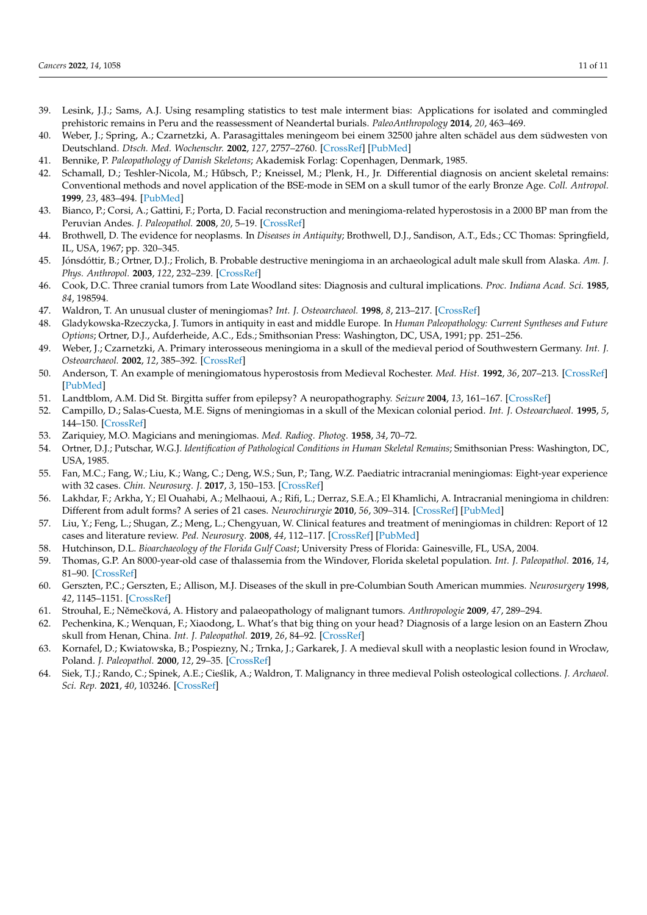39. Lesink, J.J.; Sams, A.J. Using resampling statistics to test male interment bias: Applications for isolated and commingled prehistoric remains in Peru and the reassessment of Neandertal burials. *PaleoAnthropology* **2014**, *20*, 463–469.
40. Weber, J.; Spring, A.; Czarnetzki, A. Parasagittales meningeom bei einem 32500 jahre alten schädel aus dem südwesten von Deutschland. *Dtsch. Med. Wochenschr.* **2002**, *127*, 2757–2760. [CrossRef] [PubMed]
41. Bennike, P. *Paleopathology of Danish Skeletons*; Akademisk Forlag: Copenhagen, Denmark, 1985.
42. Schamall, D.; Teshler-Nicola, M.; Hűbsch, P.; Kneissel, M.; Plenk, H., Jr. Differential diagnosis on ancient skeletal remains: Conventional methods and novel application of the BSE-mode in SEM on a skull tumor of the early Bronze Age. *Coll. Antropol.* **1999**, *23*, 483–494. [PubMed]
43. Bianco, P.; Corsi, A.; Gattini, F.; Porta, D. Facial reconstruction and meningioma-related hyperostosis in a 2000 BP man from the Peruvian Andes. *J. Paleopathol.* **2008**, *20*, 5–19. [CrossRef]
44. Brothwell, D. The evidence for neoplasms. In *Diseases in Antiquity*; Brothwell, D.J., Sandison, A.T., Eds.; CC Thomas: Springfield, IL, USA, 1967; pp. 320–345.
45. Jónsdóttir, B.; Ortner, D.J.; Frolich, B. Probable destructive meningioma in an archaeological adult male skull from Alaska. *Am. J. Phys. Anthropol.* **2003**, *122*, 232–239. [CrossRef]
46. Cook, D.C. Three cranial tumors from Late Woodland sites: Diagnosis and cultural implications. *Proc. Indiana Acad. Sci.* **1985**, *84*, 198594.
47. Waldron, T. An unusual cluster of meningiomas? *Int. J. Osteoarchaeol.* **1998**, *8*, 213–217. [CrossRef]
48. Gladykowska-Rzeczycka, J. Tumors in antiquity in east and middle Europe. In *Human Paleopathology: Current Syntheses and Future Options*; Ortner, D.J., Aufderheide, A.C., Eds.; Smithsonian Press: Washington, DC, USA, 1991; pp. 251–256.
49. Weber, J.; Czarnetzki, A. Primary interosseous meningioma in a skull of the medieval period of Southwestern Germany. *Int. J. Osteoarchaeol.* **2002**, *12*, 385–392. [CrossRef]
50. Anderson, T. An example of meningiomatous hyperostosis from Medieval Rochester. *Med. Hist.* **1992**, *36*, 207–213. [CrossRef] [PubMed]
51. Landtblom, A.M. Did St. Birgitta suffer from epilepsy? A neuropathography. *Seizure* **2004**, *13*, 161–167. [CrossRef]
52. Campillo, D.; Salas-Cuesta, M.E. Signs of meningiomas in a skull of the Mexican colonial period. *Int. J. Osteoarchaeol.* **1995**, *5*, 144–150. [CrossRef]
53. Zariquiey, M.O. Magicians and meningiomas. *Med. Radiog. Photog.* **1958**, *34*, 70–72.
54. Ortner, D.J.; Putschar, W.G.J. *Identification of Pathological Conditions in Human Skeletal Remains*; Smithsonian Press: Washington, DC, USA, 1985.
55. Fan, M.C.; Fang, W.; Liu, K.; Wang, C.; Deng, W.S.; Sun, P.; Tang, W.Z. Paediatric intracranial meningiomas: Eight-year experience with 32 cases. *Chin. Neurosurg. J.* **2017**, *3*, 150–153. [CrossRef]
56. Lakhdar, F.; Arkha, Y.; El Ouahabi, A.; Melhaoui, A.; Rifi, L.; Derraz, S.E.A.; El Khamlichi, A. Intracranial meningioma in children: Different from adult forms? A series of 21 cases. *Neurochirurgie* **2010**, *56*, 309–314. [CrossRef] [PubMed]
57. Liu, Y.; Feng, L.; Shugan, Z.; Meng, L.; Chengyuan, W. Clinical features and treatment of meningiomas in children: Report of 12 cases and literature review. *Ped. Neurosurg.* **2008**, *44*, 112–117. [CrossRef] [PubMed]
58. Hutchinson, D.L. *Bioarchaeology of the Florida Gulf Coast*; University Press of Florida: Gainesville, FL, USA, 2004.
59. Thomas, G.P. An 8000-year-old case of thalassemia from the Windover, Florida skeletal population. *Int. J. Paleopathol.* **2016**, *14*, 81–90. [CrossRef]
60. Gerszten, P.C.; Gerszten, E.; Allison, M.J. Diseases of the skull in pre-Columbian South American mummies. *Neurosurgery* **1998**, *42*, 1145–1151. [CrossRef]
61. Strouhal, E.; Němečková, A. History and palaeopathology of malignant tumors. *Anthropologie* **2009**, *47*, 289–294.
62. Pechenkina, K.; Wenquan, F.; Xiaodong, L. What's that big thing on your head? Diagnosis of a large lesion on an Eastern Zhou skull from Henan, China. *Int. J. Paleopathol.* **2019**, *26*, 84–92. [CrossRef]
63. Kornafel, D.; Kwiatowska, B.; Pospiezny, N.; Trnka, J.; Garkarek, J. A medieval skull with a neoplastic lesion found in Wrocław, Poland. *J. Paleopathol.* **2000**, *12*, 29–35. [CrossRef]
64. Siek, T.J.; Rando, C.; Spinek, A.E.; Cieślik, A.; Waldron, T. Malignancy in three medieval Polish osteological collections. *J. Archaeol. Sci. Rep.* **2021**, *40*, 103246. [CrossRef]